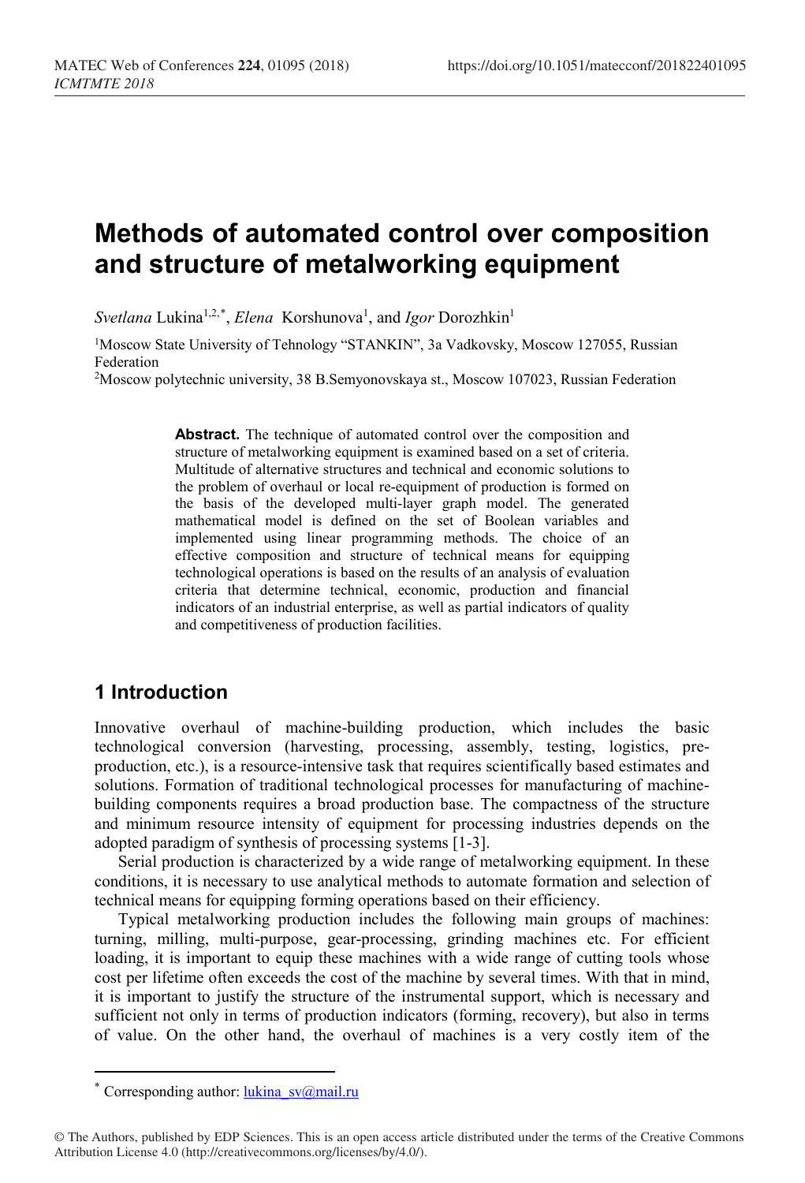# Methods of automated control over composition and structure of metalworking equipment

*Svetlana* Lukina[1,2,*], *Elena* Korshunova[1], and *Igor* Dorozhkin[1]

[1]Moscow State University of Tehnology "STANKIN", 3a Vadkovsky, Moscow 127055, Russian Federation

[2]Moscow polytechnic university, 38 B.Semyonovskaya st., Moscow 107023, Russian Federation

> **Abstract.** The technique of automated control over the composition and structure of metalworking equipment is examined based on a set of criteria. Multitude of alternative structures and technical and economic solutions to the problem of overhaul or local re-equipment of production is formed on the basis of the developed multi-layer graph model. The generated mathematical model is defined on the set of Boolean variables and implemented using linear programming methods. The choice of an effective composition and structure of technical means for equipping technological operations is based on the results of an analysis of evaluation criteria that determine technical, economic, production and financial indicators of an industrial enterprise, as well as partial indicators of quality and competitiveness of production facilities.

## 1 Introduction

Innovative overhaul of machine-building production, which includes the basic technological conversion (harvesting, processing, assembly, testing, logistics, pre-production, etc.), is a resource-intensive task that requires scientifically based estimates and solutions. Formation of traditional technological processes for manufacturing of machine-building components requires a broad production base. The compactness of the structure and minimum resource intensity of equipment for processing industries depends on the adopted paradigm of synthesis of processing systems [1-3].

Serial production is characterized by a wide range of metalworking equipment. In these conditions, it is necessary to use analytical methods to automate formation and selection of technical means for equipping forming operations based on their efficiency.

Typical metalworking production includes the following main groups of machines: turning, milling, multi-purpose, gear-processing, grinding machines etc. For efficient loading, it is important to equip these machines with a wide range of cutting tools whose cost per lifetime often exceeds the cost of the machine by several times. With that in mind, it is important to justify the structure of the instrumental support, which is necessary and sufficient not only in terms of production indicators (forming, recovery), but also in terms of value. On the other hand, the overhaul of machines is a very costly item of the

---

* Corresponding author: lukina_sv@mail.ru

© The Authors, published by EDP Sciences. This is an open access article distributed under the terms of the Creative Commons Attribution License 4.0 (http://creativecommons.org/licenses/by/4.0/).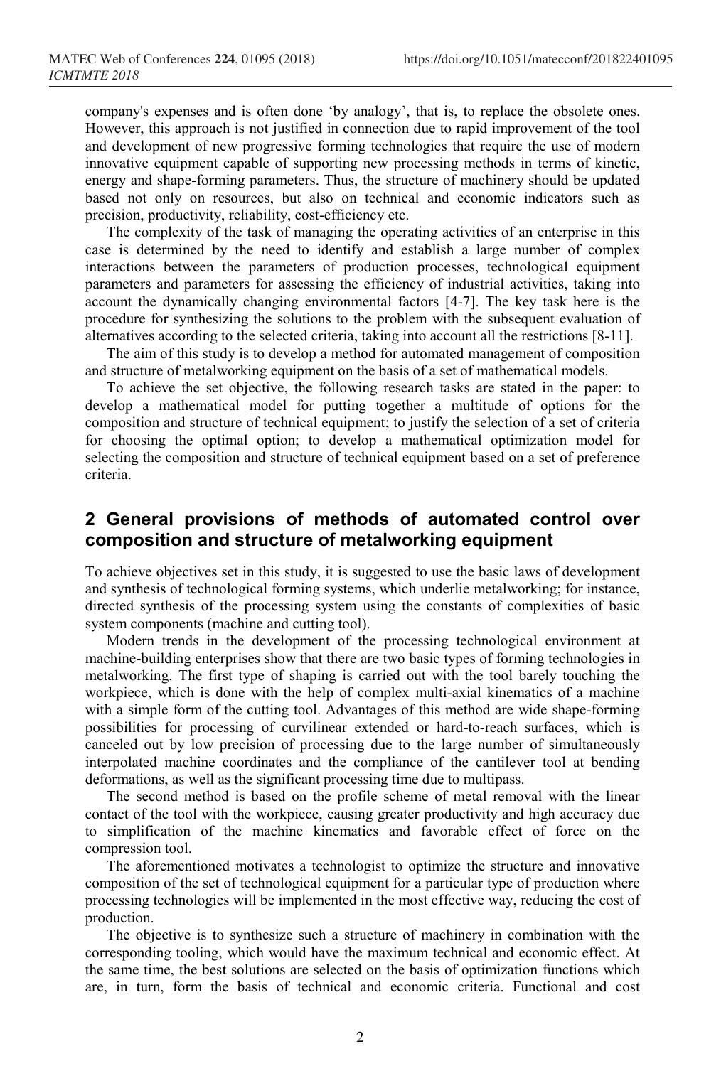company's expenses and is often done 'by analogy', that is, to replace the obsolete ones. However, this approach is not justified in connection due to rapid improvement of the tool and development of new progressive forming technologies that require the use of modern innovative equipment capable of supporting new processing methods in terms of kinetic, energy and shape-forming parameters. Thus, the structure of machinery should be updated based not only on resources, but also on technical and economic indicators such as precision, productivity, reliability, cost-efficiency etc.

The complexity of the task of managing the operating activities of an enterprise in this case is determined by the need to identify and establish a large number of complex interactions between the parameters of production processes, technological equipment parameters and parameters for assessing the efficiency of industrial activities, taking into account the dynamically changing environmental factors [4-7]. The key task here is the procedure for synthesizing the solutions to the problem with the subsequent evaluation of alternatives according to the selected criteria, taking into account all the restrictions [8-11].

The aim of this study is to develop a method for automated management of composition and structure of metalworking equipment on the basis of a set of mathematical models.

To achieve the set objective, the following research tasks are stated in the paper: to develop a mathematical model for putting together a multitude of options for the composition and structure of technical equipment; to justify the selection of a set of criteria for choosing the optimal option; to develop a mathematical optimization model for selecting the composition and structure of technical equipment based on a set of preference criteria.

## 2 General provisions of methods of automated control over composition and structure of metalworking equipment

To achieve objectives set in this study, it is suggested to use the basic laws of development and synthesis of technological forming systems, which underlie metalworking; for instance, directed synthesis of the processing system using the constants of complexities of basic system components (machine and cutting tool).

Modern trends in the development of the processing technological environment at machine-building enterprises show that there are two basic types of forming technologies in metalworking. The first type of shaping is carried out with the tool barely touching the workpiece, which is done with the help of complex multi-axial kinematics of a machine with a simple form of the cutting tool. Advantages of this method are wide shape-forming possibilities for processing of curvilinear extended or hard-to-reach surfaces, which is canceled out by low precision of processing due to the large number of simultaneously interpolated machine coordinates and the compliance of the cantilever tool at bending deformations, as well as the significant processing time due to multipass.

The second method is based on the profile scheme of metal removal with the linear contact of the tool with the workpiece, causing greater productivity and high accuracy due to simplification of the machine kinematics and favorable effect of force on the compression tool.

The aforementioned motivates a technologist to optimize the structure and innovative composition of the set of technological equipment for a particular type of production where processing technologies will be implemented in the most effective way, reducing the cost of production.

The objective is to synthesize such a structure of machinery in combination with the corresponding tooling, which would have the maximum technical and economic effect. At the same time, the best solutions are selected on the basis of optimization functions which are, in turn, form the basis of technical and economic criteria. Functional and cost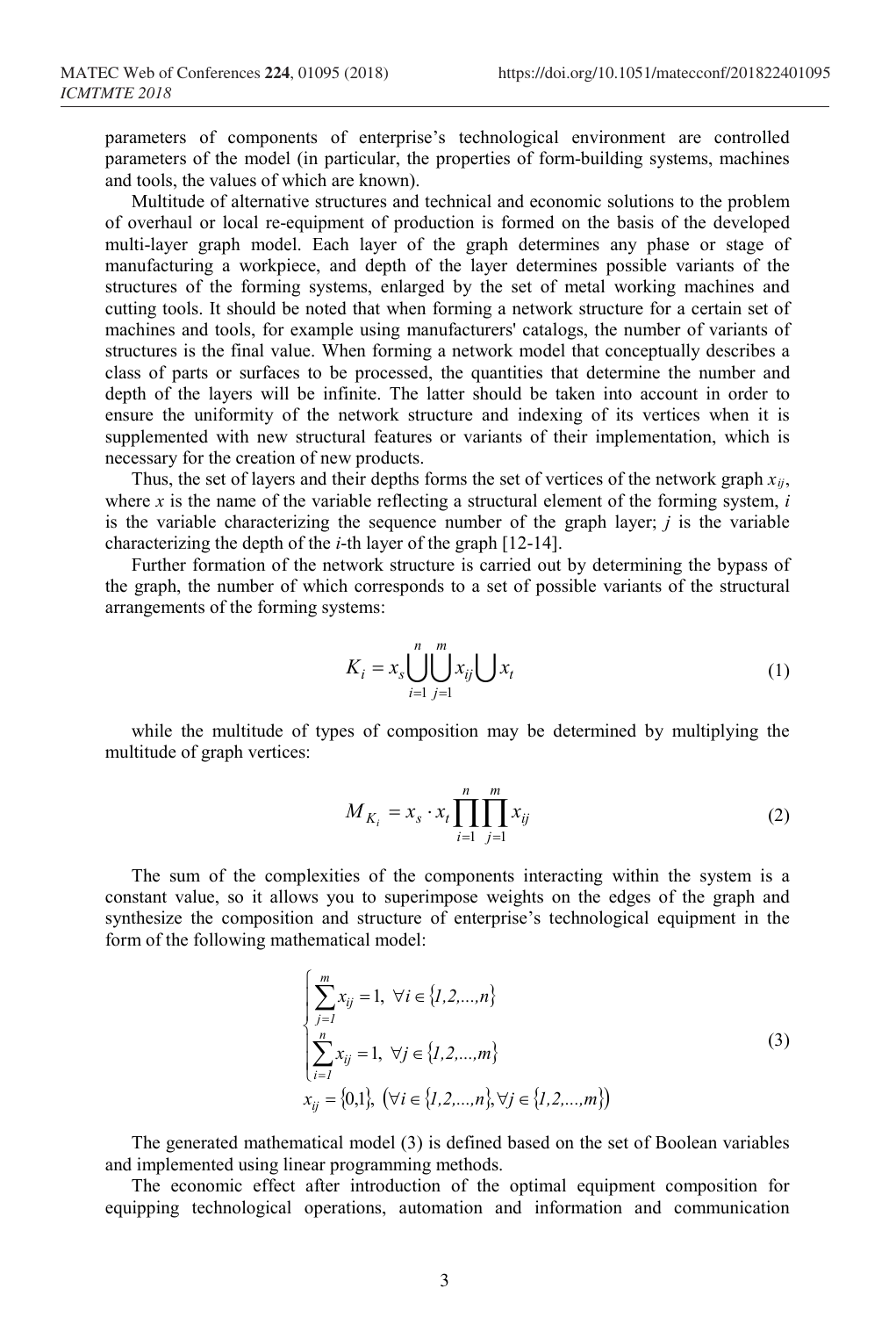parameters of components of enterprise's technological environment are controlled parameters of the model (in particular, the properties of form-building systems, machines and tools, the values of which are known).

Multitude of alternative structures and technical and economic solutions to the problem of overhaul or local re-equipment of production is formed on the basis of the developed multi-layer graph model. Each layer of the graph determines any phase or stage of manufacturing a workpiece, and depth of the layer determines possible variants of the structures of the forming systems, enlarged by the set of metal working machines and cutting tools. It should be noted that when forming a network structure for a certain set of machines and tools, for example using manufacturers' catalogs, the number of variants of structures is the final value. When forming a network model that conceptually describes a class of parts or surfaces to be processed, the quantities that determine the number and depth of the layers will be infinite. The latter should be taken into account in order to ensure the uniformity of the network structure and indexing of its vertices when it is supplemented with new structural features or variants of their implementation, which is necessary for the creation of new products.

Thus, the set of layers and their depths forms the set of vertices of the network graph $x_{ij}$, where $x$ is the name of the variable reflecting a structural element of the forming system, $i$ is the variable characterizing the sequence number of the graph layer; $j$ is the variable characterizing the depth of the $i$-th layer of the graph [12-14].

Further formation of the network structure is carried out by determining the bypass of the graph, the number of which corresponds to a set of possible variants of the structural arrangements of the forming systems:

$$K_i = x_s \bigcup_{i=1}^{n} \bigcup_{j=1}^{m} x_{ij} \bigcup x_t \tag{1}$$

while the multitude of types of composition may be determined by multiplying the multitude of graph vertices:

$$M_{K_i} = x_s \cdot x_t \prod_{i=1}^{n} \prod_{j=1}^{m} x_{ij} \tag{2}$$

The sum of the complexities of the components interacting within the system is a constant value, so it allows you to superimpose weights on the edges of the graph and synthesize the composition and structure of enterprise's technological equipment in the form of the following mathematical model:

$$\begin{cases} \sum_{j=1}^{m} x_{ij} = 1, \ \forall i \in \{1,2,...,n\} \\ \sum_{i=1}^{n} x_{ij} = 1, \ \forall j \in \{1,2,...,m\} \\ x_{ij} = \{0,1\}, \ (\forall i \in \{1,2,...,n\}, \forall j \in \{1,2,...,m\}) \end{cases} \tag{3}$$

The generated mathematical model (3) is defined based on the set of Boolean variables and implemented using linear programming methods.

The economic effect after introduction of the optimal equipment composition for equipping technological operations, automation and information and communication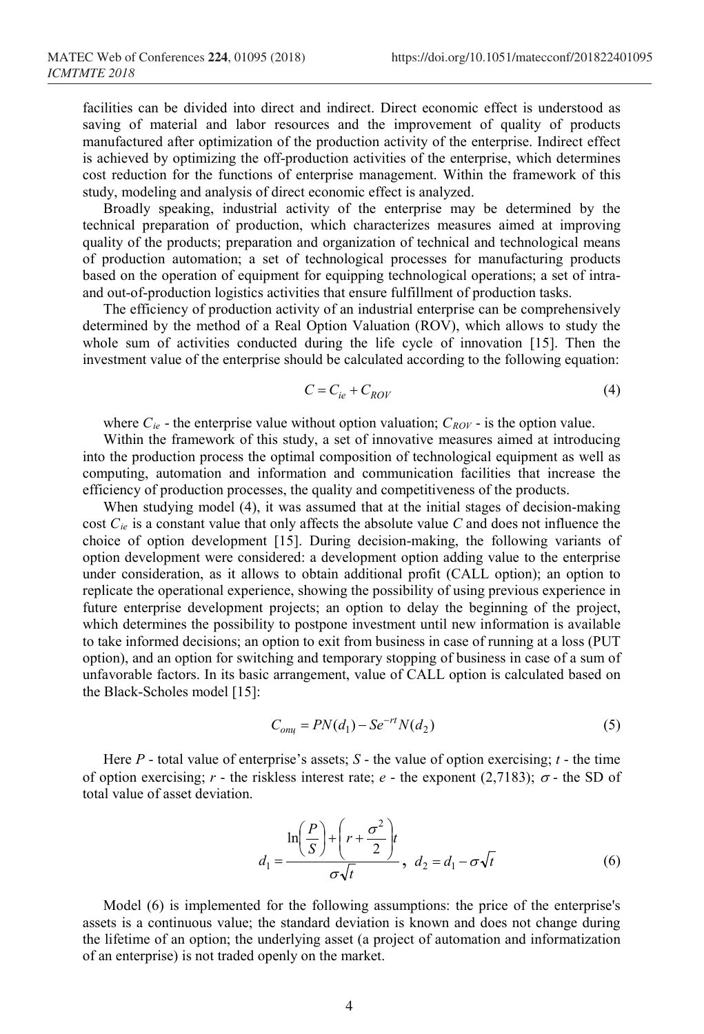facilities can be divided into direct and indirect. Direct economic effect is understood as saving of material and labor resources and the improvement of quality of products manufactured after optimization of the production activity of the enterprise. Indirect effect is achieved by optimizing the off-production activities of the enterprise, which determines cost reduction for the functions of enterprise management. Within the framework of this study, modeling and analysis of direct economic effect is analyzed.

Broadly speaking, industrial activity of the enterprise may be determined by the technical preparation of production, which characterizes measures aimed at improving quality of the products; preparation and organization of technical and technological means of production automation; a set of technological processes for manufacturing products based on the operation of equipment for equipping technological operations; a set of intra- and out-of-production logistics activities that ensure fulfillment of production tasks.

The efficiency of production activity of an industrial enterprise can be comprehensively determined by the method of a Real Option Valuation (ROV), which allows to study the whole sum of activities conducted during the life cycle of innovation [15]. Then the investment value of the enterprise should be calculated according to the following equation:

$$C = C_{ie} + C_{ROV} \tag{4}$$

where $C_{ie}$ - the enterprise value without option valuation; $C_{ROV}$ - is the option value.

Within the framework of this study, a set of innovative measures aimed at introducing into the production process the optimal composition of technological equipment as well as computing, automation and information and communication facilities that increase the efficiency of production processes, the quality and competitiveness of the products.

When studying model (4), it was assumed that at the initial stages of decision-making cost $C_{ie}$ is a constant value that only affects the absolute value $C$ and does not influence the choice of option development [15]. During decision-making, the following variants of option development were considered: a development option adding value to the enterprise under consideration, as it allows to obtain additional profit (CALL option); an option to replicate the operational experience, showing the possibility of using previous experience in future enterprise development projects; an option to delay the beginning of the project, which determines the possibility to postpone investment until new information is available to take informed decisions; an option to exit from business in case of running at a loss (PUT option), and an option for switching and temporary stopping of business in case of a sum of unfavorable factors. In its basic arrangement, value of CALL option is calculated based on the Black-Scholes model [15]:

$$C_{опц} = PN(d_1) - Se^{-rt}N(d_2) \tag{5}$$

Here $P$ - total value of enterprise's assets; $S$ - the value of option exercising; $t$ - the time of option exercising; $r$ - the riskless interest rate; $e$ - the exponent (2,7183); $\sigma$ - the SD of total value of asset deviation.

$$d_1 = \frac{\ln\left(\frac{P}{S}\right) + \left(r + \frac{\sigma^2}{2}\right)t}{\sigma\sqrt{t}}, \quad d_2 = d_1 - \sigma\sqrt{t} \tag{6}$$

Model (6) is implemented for the following assumptions: the price of the enterprise's assets is a continuous value; the standard deviation is known and does not change during the lifetime of an option; the underlying asset (a project of automation and informatization of an enterprise) is not traded openly on the market.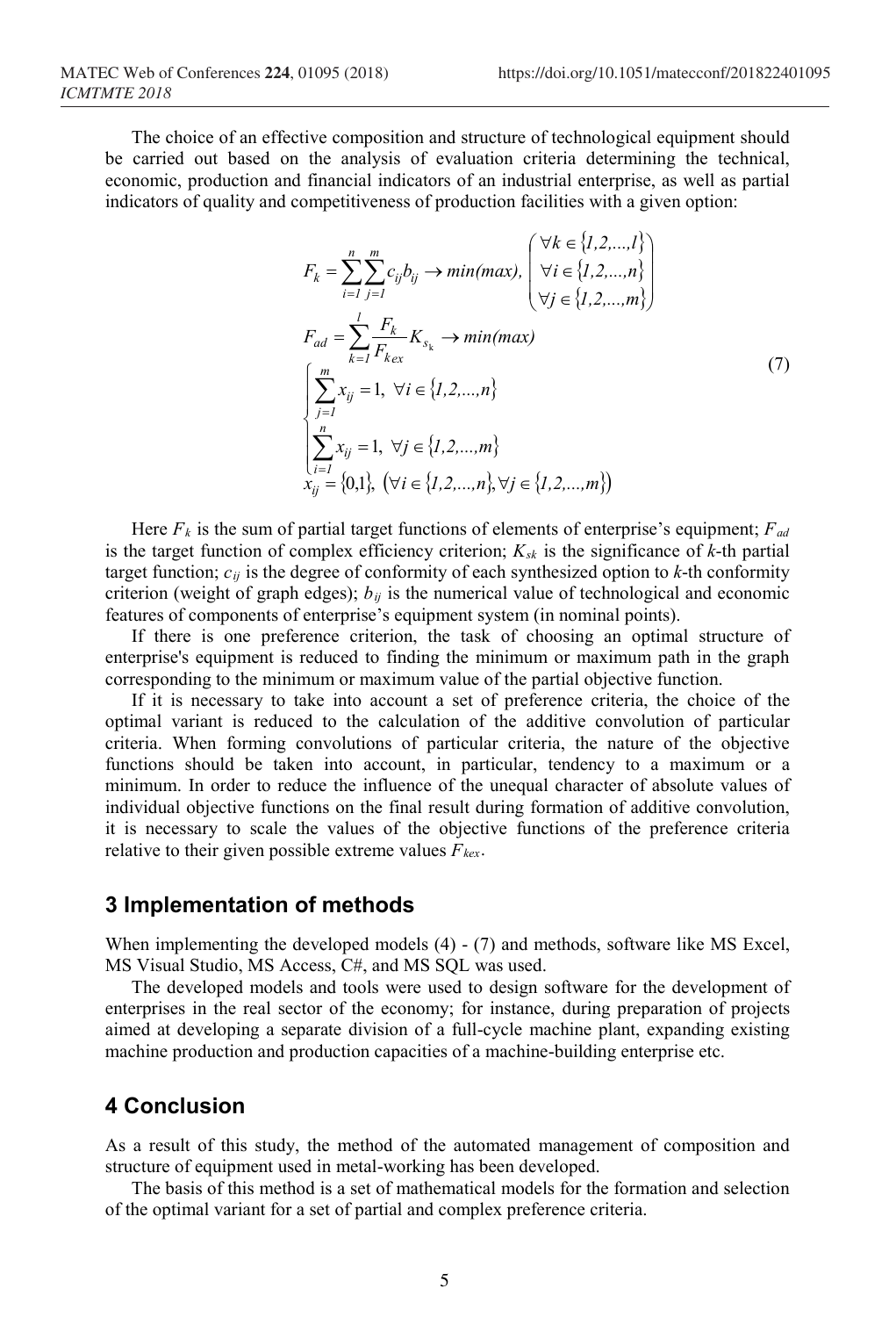The choice of an effective composition and structure of technological equipment should be carried out based on the analysis of evaluation criteria determining the technical, economic, production and financial indicators of an industrial enterprise, as well as partial indicators of quality and competitiveness of production facilities with a given option:

$$
\begin{aligned}
&F_k = \sum_{i=1}^{n}\sum_{j=1}^{m} c_{ij} b_{ij} \rightarrow min(max), \begin{pmatrix} \forall k \in \{1,2,...,l\} \\ \forall i \in \{1,2,...,n\} \\ \forall j \in \{1,2,...,m\} \end{pmatrix} \\
&F_{ad} = \sum_{k=1}^{l} \frac{F_k}{F_{kex}} K_{s_k} \rightarrow min(max) \\
&\begin{cases} \sum_{j=1}^{m} x_{ij} = 1, \ \forall i \in \{1,2,...,n\} \\ \sum_{i=1}^{n} x_{ij} = 1, \ \forall j \in \{1,2,...,m\} \\ x_{ij} = \{0,1\}, \ (\forall i \in \{1,2,...,n\}, \forall j \in \{1,2,...,m\}) \end{cases}
\end{aligned} \tag{7}
$$

Here $F_k$ is the sum of partial target functions of elements of enterprise's equipment; $F_{ad}$ is the target function of complex efficiency criterion; $K_{sk}$ is the significance of $k$-th partial target function; $c_{ij}$ is the degree of conformity of each synthesized option to $k$-th conformity criterion (weight of graph edges); $b_{ij}$ is the numerical value of technological and economic features of components of enterprise's equipment system (in nominal points).

If there is one preference criterion, the task of choosing an optimal structure of enterprise's equipment is reduced to finding the minimum or maximum path in the graph corresponding to the minimum or maximum value of the partial objective function.

If it is necessary to take into account a set of preference criteria, the choice of the optimal variant is reduced to the calculation of the additive convolution of particular criteria. When forming convolutions of particular criteria, the nature of the objective functions should be taken into account, in particular, tendency to a maximum or a minimum. In order to reduce the influence of the unequal character of absolute values of individual objective functions on the final result during formation of additive convolution, it is necessary to scale the values of the objective functions of the preference criteria relative to their given possible extreme values $F_{kex}$.

## 3 Implementation of methods

When implementing the developed models (4) - (7) and methods, software like MS Excel, MS Visual Studio, MS Access, C#, and MS SQL was used.

The developed models and tools were used to design software for the development of enterprises in the real sector of the economy; for instance, during preparation of projects aimed at developing a separate division of a full-cycle machine plant, expanding existing machine production and production capacities of a machine-building enterprise etc.

## 4 Conclusion

As a result of this study, the method of the automated management of composition and structure of equipment used in metal-working has been developed.

The basis of this method is a set of mathematical models for the formation and selection of the optimal variant for a set of partial and complex preference criteria.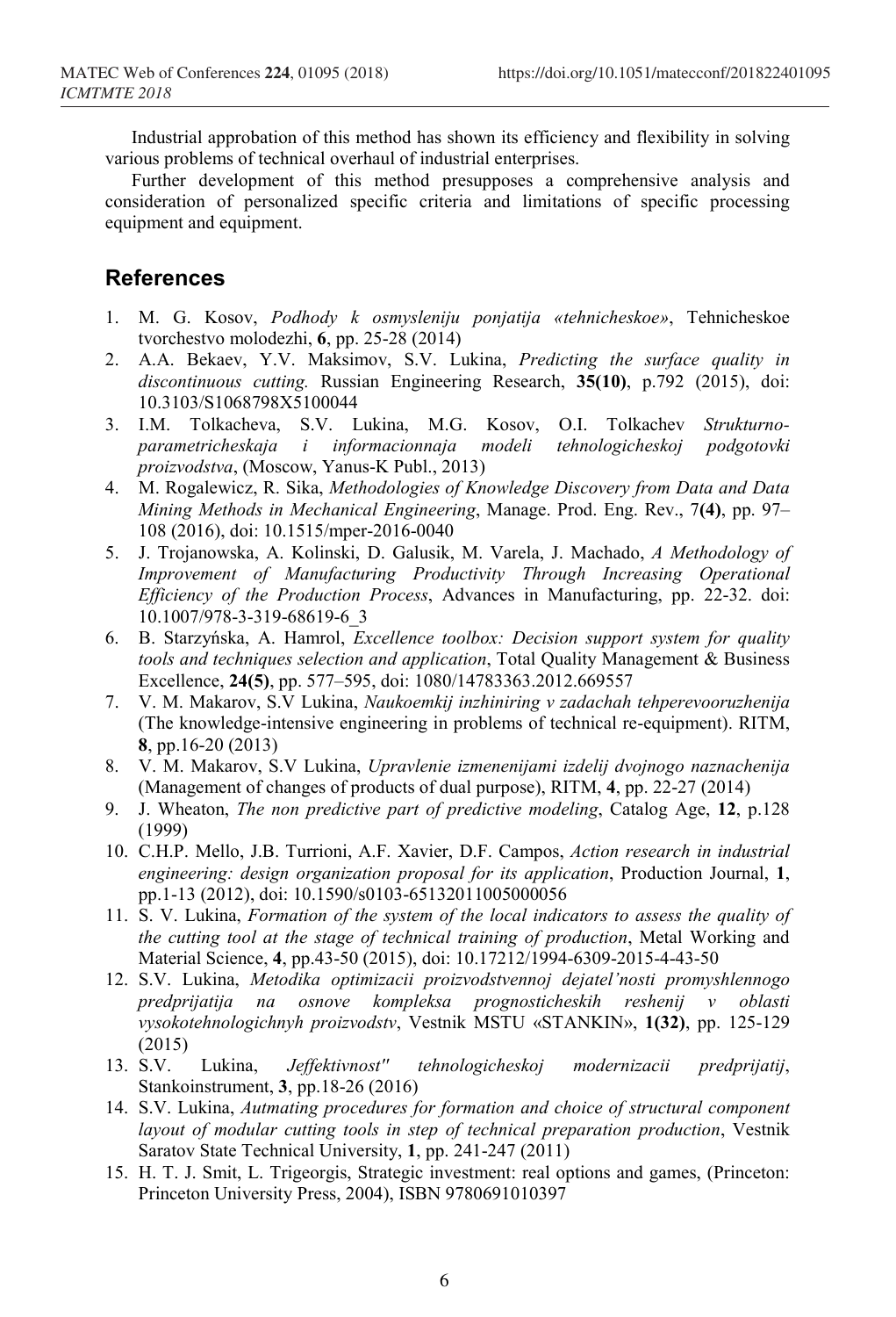Industrial approbation of this method has shown its efficiency and flexibility in solving various problems of technical overhaul of industrial enterprises.

Further development of this method presupposes a comprehensive analysis and consideration of personalized specific criteria and limitations of specific processing equipment and equipment.

## References

1. M. G. Kosov, *Podhody k osmysleniju ponjatija «tehnicheskoe»*, Tehnicheskoe tvorchestvo molodezhi, **6**, pp. 25-28 (2014)
2. A.A. Bekaev, Y.V. Maksimov, S.V. Lukina, *Predicting the surface quality in discontinuous cutting.* Russian Engineering Research, **35(10)**, p.792 (2015), doi: 10.3103/S1068798X5100044
3. I.M. Tolkacheva, S.V. Lukina, M.G. Kosov, O.I. Tolkachev *Strukturno-parametricheskaja i informacionnaja modeli tehnologicheskoj podgotovki proizvodstva*, (Moscow, Yanus-K Publ., 2013)
4. M. Rogalewicz, R. Sika, *Methodologies of Knowledge Discovery from Data and Data Mining Methods in Mechanical Engineering*, Manage. Prod. Eng. Rev., 7**(4)**, pp. 97–108 (2016), doi: 10.1515/mper-2016-0040
5. J. Trojanowska, A. Kolinski, D. Galusik, M. Varela, J. Machado, *A Methodology of Improvement of Manufacturing Productivity Through Increasing Operational Efficiency of the Production Process*, Advances in Manufacturing, pp. 22-32. doi: 10.1007/978-3-319-68619-6_3
6. B. Starzyńska, A. Hamrol, *Excellence toolbox: Decision support system for quality tools and techniques selection and application*, Total Quality Management & Business Excellence, **24(5)**, pp. 577–595, doi: 1080/14783363.2012.669557
7. V. M. Makarov, S.V Lukina, *Naukoemkij inzhiniring v zadachah tehperevooruzhenija* (The knowledge-intensive engineering in problems of technical re-equipment). RITM, **8**, pp.16-20 (2013)
8. V. M. Makarov, S.V Lukina, *Upravlenie izmenenijami izdelij dvojnogo naznachenija* (Management of changes of products of dual purpose), RITM, **4**, pp. 22-27 (2014)
9. J. Wheaton, *The non predictive part of predictive modeling*, Catalog Age, **12**, p.128 (1999)
10. C.H.P. Mello, J.B. Turrioni, A.F. Xavier, D.F. Campos, *Action research in industrial engineering: design organization proposal for its application*, Production Journal, **1**, pp.1-13 (2012), doi: 10.1590/s0103-65132011005000056
11. S. V. Lukina, *Formation of the system of the local indicators to assess the quality of the cutting tool at the stage of technical training of production*, Metal Working and Material Science, **4**, pp.43-50 (2015), doi: 10.17212/1994-6309-2015-4-43-50
12. S.V. Lukina, *Metodika optimizacii proizvodstvennoj dejatel'nosti promyshlennogo predprijatija na osnove kompleksa prognosticheskih reshenij v oblasti vysokotehnologichnyh proizvodstv*, Vestnik MSTU «STANKIN», **1(32)**, pp. 125-129 (2015)
13. S.V. Lukina, *Jeffektivnost'' tehnologicheskoj modernizacii predprijatij*, Stankoinstrument, **3**, pp.18-26 (2016)
14. S.V. Lukina, *Autmating procedures for formation and choice of structural component layout of modular cutting tools in step of technical preparation production*, Vestnik Saratov State Technical University, **1**, pp. 241-247 (2011)
15. H. T. J. Smit, L. Trigeorgis, Strategic investment: real options and games, (Princeton: Princeton University Press, 2004), ISBN 9780691010397